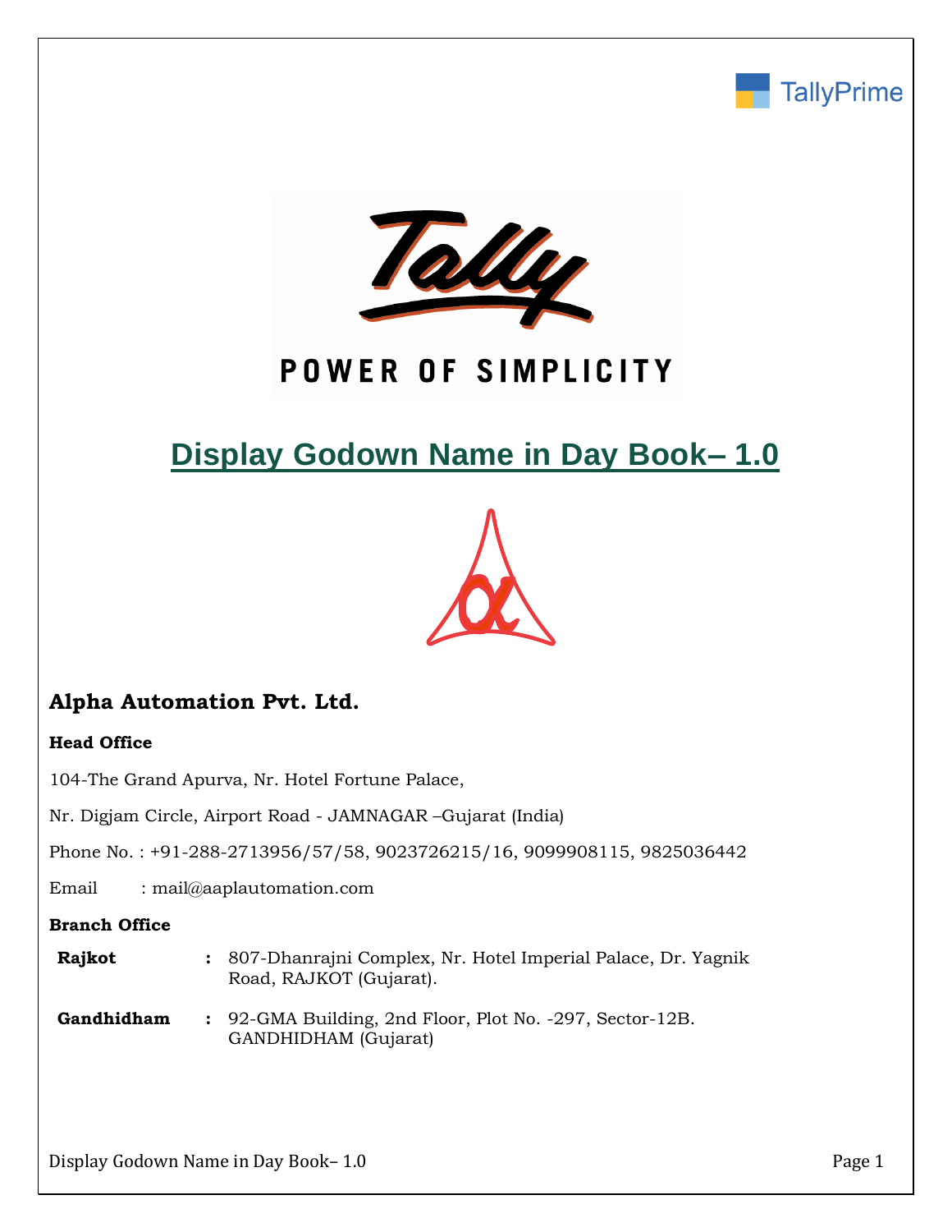# Display Godown Name in Day Book– 1.0

## Alpha Automation Pvt. Ltd.

**Head Office**

104-The Grand Apurva, Nr. Hotel Fortune Palace,

Nr. Digjam Circle, Airport Road - JAMNAGAR –Gujarat (India)

Phone No. : +91-288-2713956/57/58, 9023726215/16, 9099908115, 9825036442

Email : mail@aaplautomation.com

**Branch Office**

**Rajkot** : 807-Dhanrajni Complex, Nr. Hotel Imperial Palace, Dr. Yagnik Road, RAJKOT (Gujarat).

**Gandhidham** : 92-GMA Building, 2nd Floor, Plot No. -297, Sector-12B. GANDHIDHAM (Gujarat)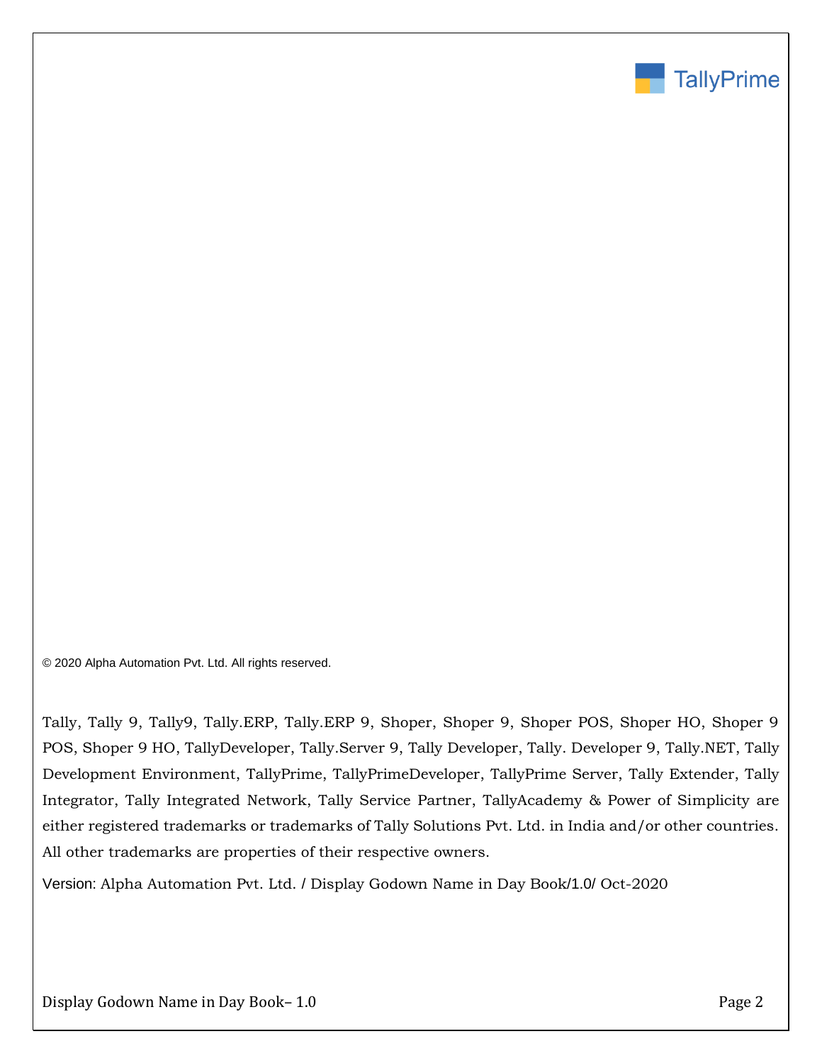© 2020 Alpha Automation Pvt. Ltd. All rights reserved.

Tally, Tally 9, Tally9, Tally.ERP, Tally.ERP 9, Shoper, Shoper 9, Shoper POS, Shoper HO, Shoper 9 POS, Shoper 9 HO, TallyDeveloper, Tally.Server 9, Tally Developer, Tally. Developer 9, Tally.NET, Tally Development Environment, TallyPrime, TallyPrimeDeveloper, TallyPrime Server, Tally Extender, Tally Integrator, Tally Integrated Network, Tally Service Partner, TallyAcademy & Power of Simplicity are either registered trademarks or trademarks of Tally Solutions Pvt. Ltd. in India and/or other countries. All other trademarks are properties of their respective owners.

Version: Alpha Automation Pvt. Ltd. / Display Godown Name in Day Book/1.0/ Oct-2020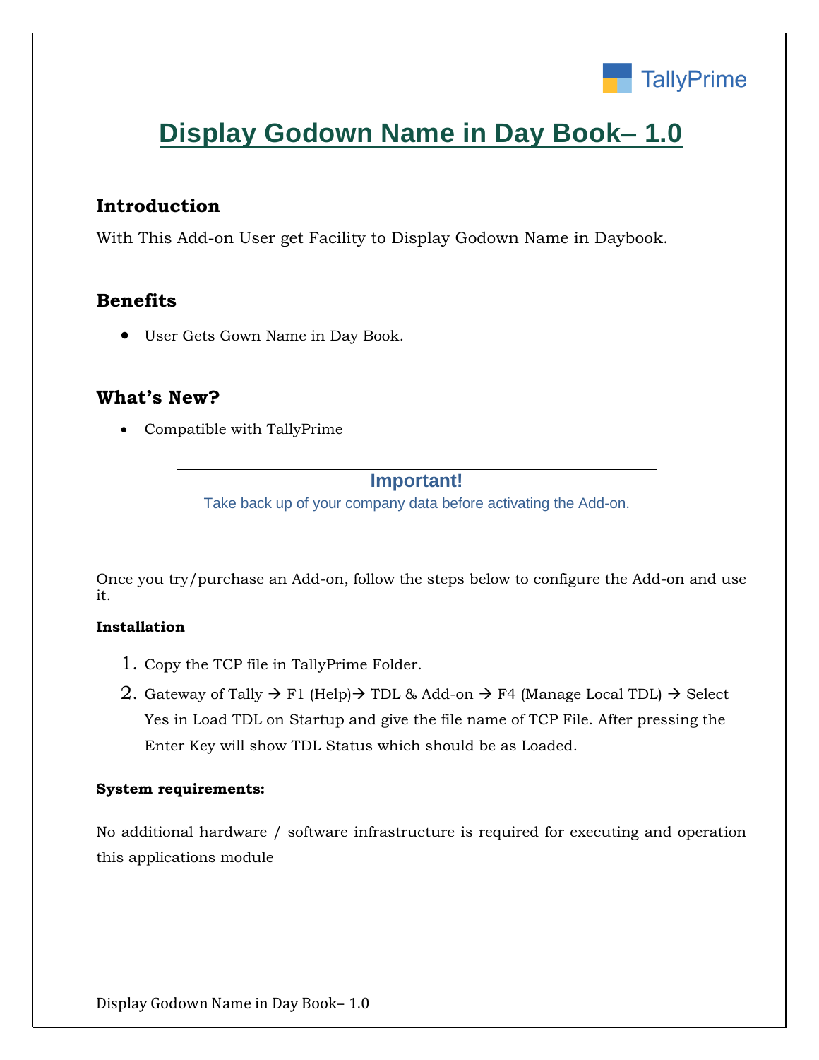# Display Godown Name in Day Book– 1.0

## Introduction

With This Add-on User get Facility to Display Godown Name in Daybook.

## Benefits

- User Gets Gown Name in Day Book.

## What's New?

- Compatible with TallyPrime

**Important!**

Take back up of your company data before activating the Add-on.

Once you try/purchase an Add-on, follow the steps below to configure the Add-on and use it.

**Installation**

1. Copy the TCP file in TallyPrime Folder.
2. Gateway of Tally → F1 (Help)→ TDL & Add-on → F4 (Manage Local TDL) → Select Yes in Load TDL on Startup and give the file name of TCP File. After pressing the Enter Key will show TDL Status which should be as Loaded.

**System requirements:**

No additional hardware / software infrastructure is required for executing and operation this applications module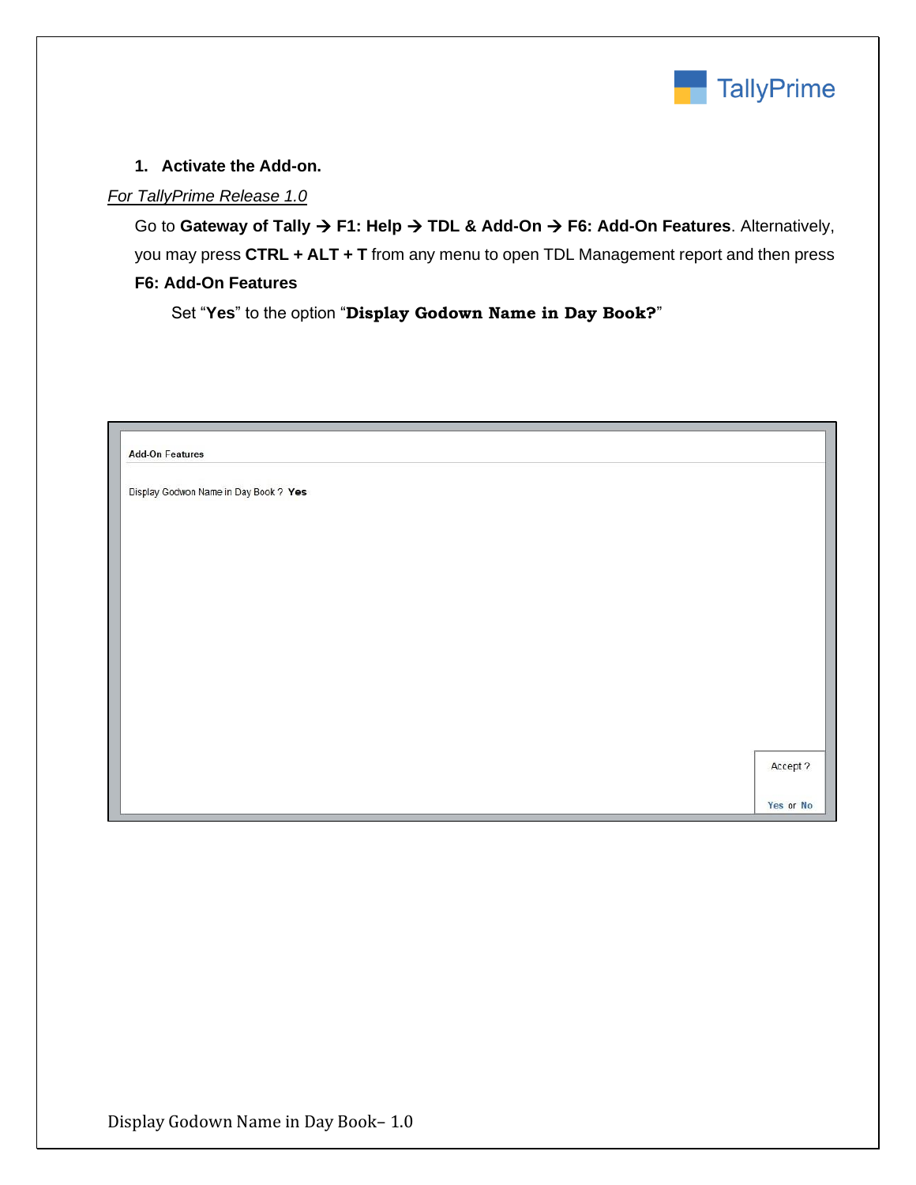1. **Activate the Add-on.**

*For TallyPrime Release 1.0*

Go to **Gateway of Tally → F1: Help → TDL & Add-On → F6: Add-On Features**. Alternatively, you may press **CTRL + ALT + T** from any menu to open TDL Management report and then press **F6: Add-On Features**

Set "**Yes**" to the option "**Display Godown Name in Day Book?**"

**Add-On Features**

Display Godwon Name in Day Book ? **Yes**

Accept ?

Yes or No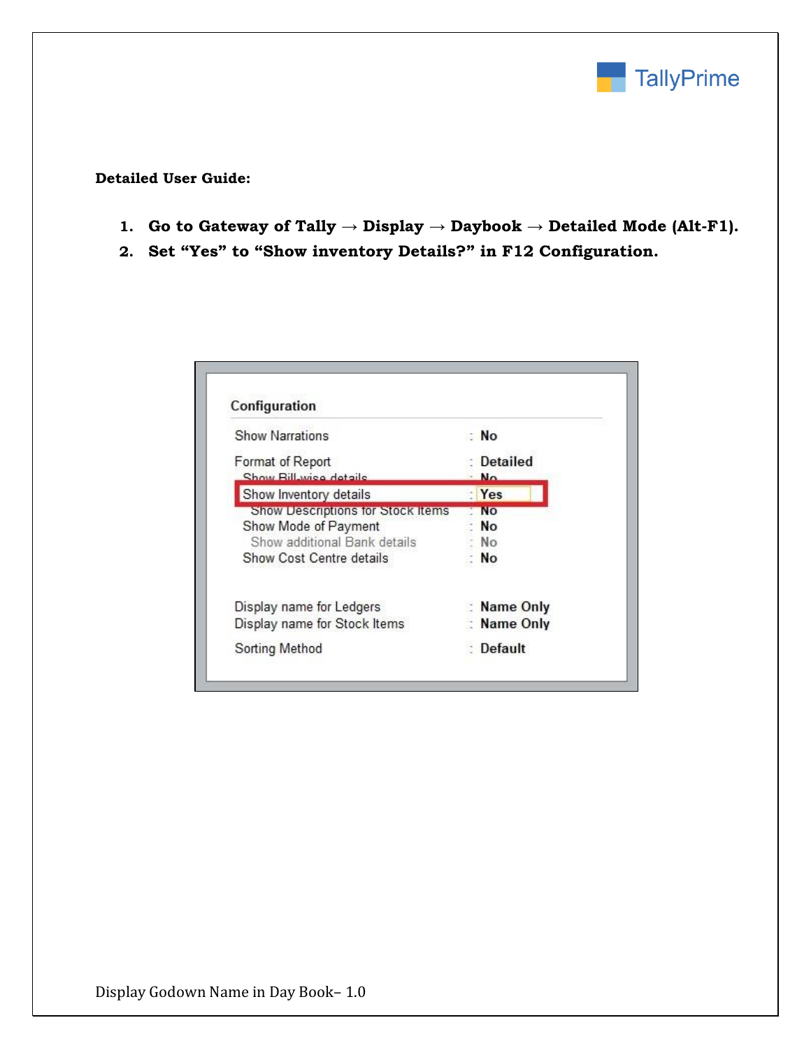**Detailed User Guide:**

1. **Go to Gateway of Tally → Display → Daybook → Detailed Mode (Alt-F1).**
2. **Set “Yes” to “Show inventory Details?” in F12 Configuration.**

Configuration

| | | |
|---|---|---|
| Show Narrations | : | No |
| Format of Report | : | Detailed |
| Show Bill-wise details | : | No |
| Show Inventory details | : | Yes |
| Show Descriptions for Stock Items | : | No |
| Show Mode of Payment | : | No |
| Show additional Bank details | : | No |
| Show Cost Centre details | : | No |
| Display name for Ledgers | : | Name Only |
| Display name for Stock Items | : | Name Only |
| Sorting Method | : | Default |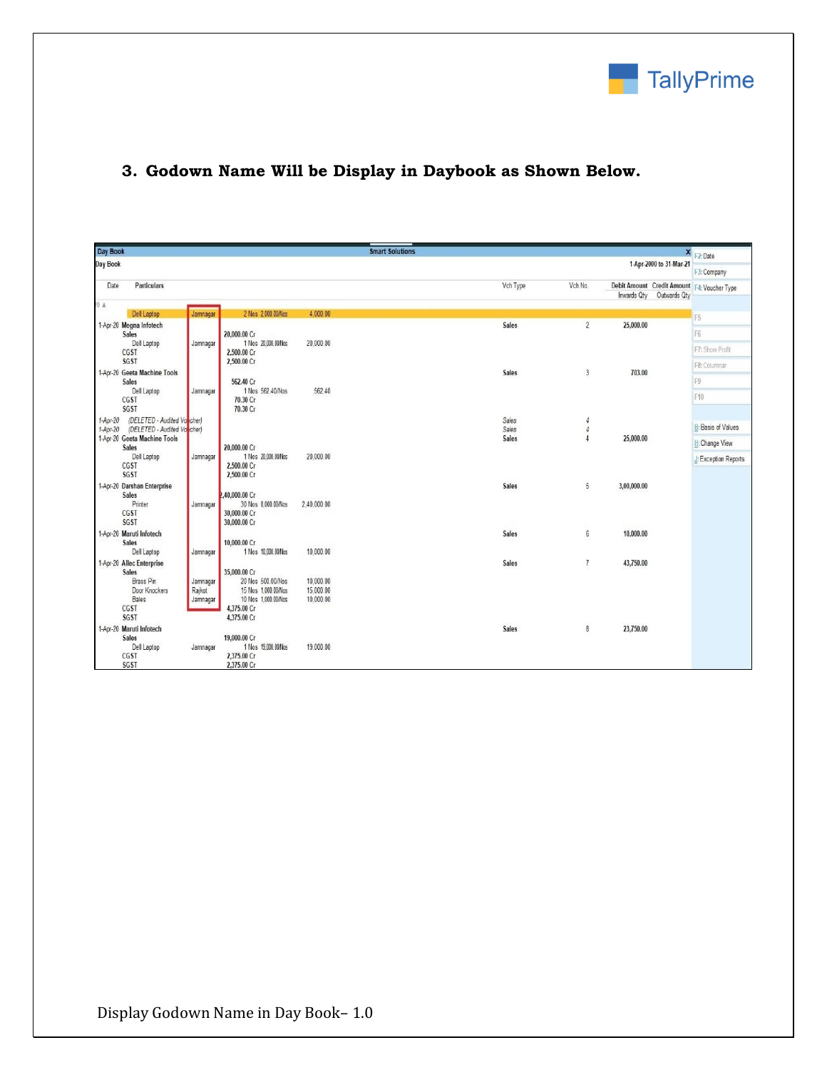### 3. Godown Name Will be Display in Daybook as Shown Below.

| Date | Particulars | | | | | Vch Type | Vch No. | Debit Amount / Inwards Qty | Credit Amount / Outwards Qty |
|---|---|---|---|---|---|---|---|---|---|
| | Dell Laptop | Jamnagar | 2 Nos | 2,000.00/Nos | 4,000.00 | | | | |
| 1-Apr-20 | Megna Infotech | | | | | Sales | 2 | 25,000.00 | |
| | Sales | | 20,000.00 Cr | | | | | | |
| | Dell Laptop | Jamnagar | 1 Nos | 20,000.00/Nos | 20,000.00 | | | | |
| | CGST | | 2,500.00 Cr | | | | | | |
| | SGST | | 2,500.00 Cr | | | | | | |
| 1-Apr-20 | Geeta Machine Tools | | | | | Sales | 3 | 703.00 | |
| | Sales | | 562.40 Cr | | | | | | |
| | Dell Laptop | Jamnagar | 1 Nos | 562.40/Nos | 562.40 | | | | |
| | CGST | | 70.30 Cr | | | | | | |
| | SGST | | 70.30 Cr | | | | | | |
| 1-Apr-20 | (DELETED - Audited Voucher) | | | | | Sales | 4 | | |
| 1-Apr-20 | (DELETED - Audited Voucher) | | | | | Sales | 4 | | |
| 1-Apr-20 | Geeta Machine Tools | | | | | Sales | 4 | 25,000.00 | |
| | Sales | | 20,000.00 Cr | | | | | | |
| | Dell Laptop | Jamnagar | 1 Nos | 20,000.00/Nos | 20,000.00 | | | | |
| | CGST | | 2,500.00 Cr | | | | | | |
| | SGST | | 2,500.00 Cr | | | | | | |
| 1-Apr-20 | Darshan Enterprise | | | | | Sales | 5 | 3,00,000.00 | |
| | Sales | | 2,40,000.00 Cr | | | | | | |
| | Printer | Jamnagar | 30 Nos | 8,000.00/Nos | 2,40,000.00 | | | | |
| | CGST | | 30,000.00 Cr | | | | | | |
| | SGST | | 30,000.00 Cr | | | | | | |
| 1-Apr-20 | Maruti Infotech | | | | | Sales | 6 | 10,000.00 | |
| | Sales | | 10,000.00 Cr | | | | | | |
| | Dell Laptop | Jamnagar | 1 Nos | 10,000.00/Nos | 10,000.00 | | | | |
| 1-Apr-20 | Allec Enterprise | | | | | Sales | 7 | 43,750.00 | |
| | Sales | | 35,000.00 Cr | | | | | | |
| | Brass Pin | Jamnagar | 20 Nos | 500.00/Nos | 10,000.00 | | | | |
| | Door Knockers | Rajkot | 15 Nos | 1,000.00/Nos | 15,000.00 | | | | |
| | Bales | Jamnagar | 10 Nos | 1,000.00/Nos | 10,000.00 | | | | |
| | CGST | | 4,375.00 Cr | | | | | | |
| | SGST | | 4,375.00 Cr | | | | | | |
| 1-Apr-20 | Maruti Infotech | | | | | Sales | 8 | 23,750.00 | |
| | Sales | | 19,000.00 Cr | | | | | | |
| | Dell Laptop | Jamnagar | 1 Nos | 19,000.00/Nos | 19,000.00 | | | | |
| | CGST | | 2,375.00 Cr | | | | | | |
| | SGST | | 2,375.00 Cr | | | | | | |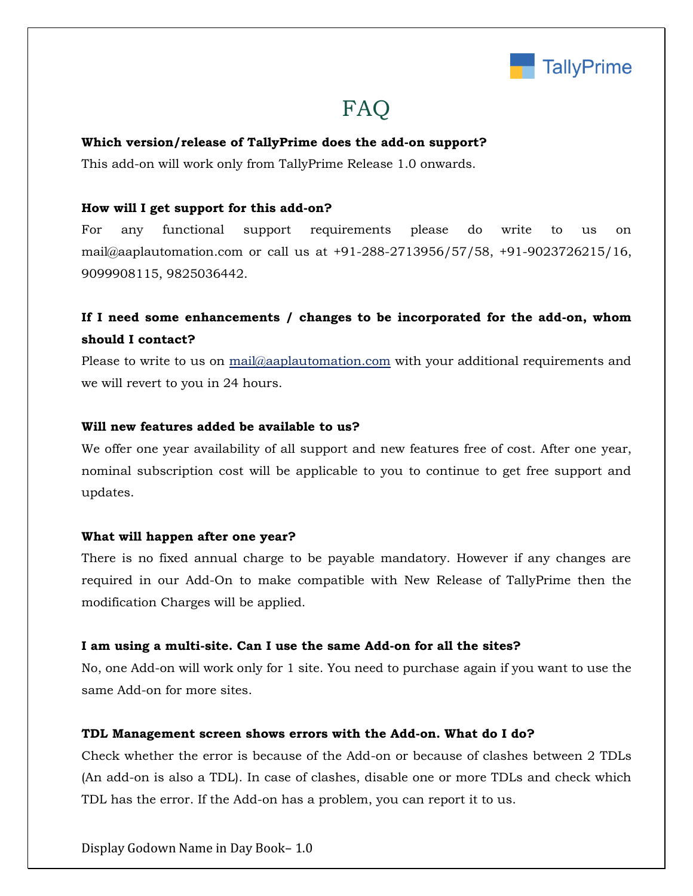# FAQ

**Which version/release of TallyPrime does the add-on support?**

This add-on will work only from TallyPrime Release 1.0 onwards.

**How will I get support for this add-on?**

For any functional support requirements please do write to us on mail@aaplautomation.com or call us at +91-288-2713956/57/58, +91-9023726215/16, 9099908115, 9825036442.

**If I need some enhancements / changes to be incorporated for the add-on, whom should I contact?**

Please to write to us on mail@aaplautomation.com with your additional requirements and we will revert to you in 24 hours.

**Will new features added be available to us?**

We offer one year availability of all support and new features free of cost. After one year, nominal subscription cost will be applicable to you to continue to get free support and updates.

**What will happen after one year?**

There is no fixed annual charge to be payable mandatory. However if any changes are required in our Add-On to make compatible with New Release of TallyPrime then the modification Charges will be applied.

**I am using a multi-site. Can I use the same Add-on for all the sites?**

No, one Add-on will work only for 1 site. You need to purchase again if you want to use the same Add-on for more sites.

**TDL Management screen shows errors with the Add-on. What do I do?**

Check whether the error is because of the Add-on or because of clashes between 2 TDLs (An add-on is also a TDL). In case of clashes, disable one or more TDLs and check which TDL has the error. If the Add-on has a problem, you can report it to us.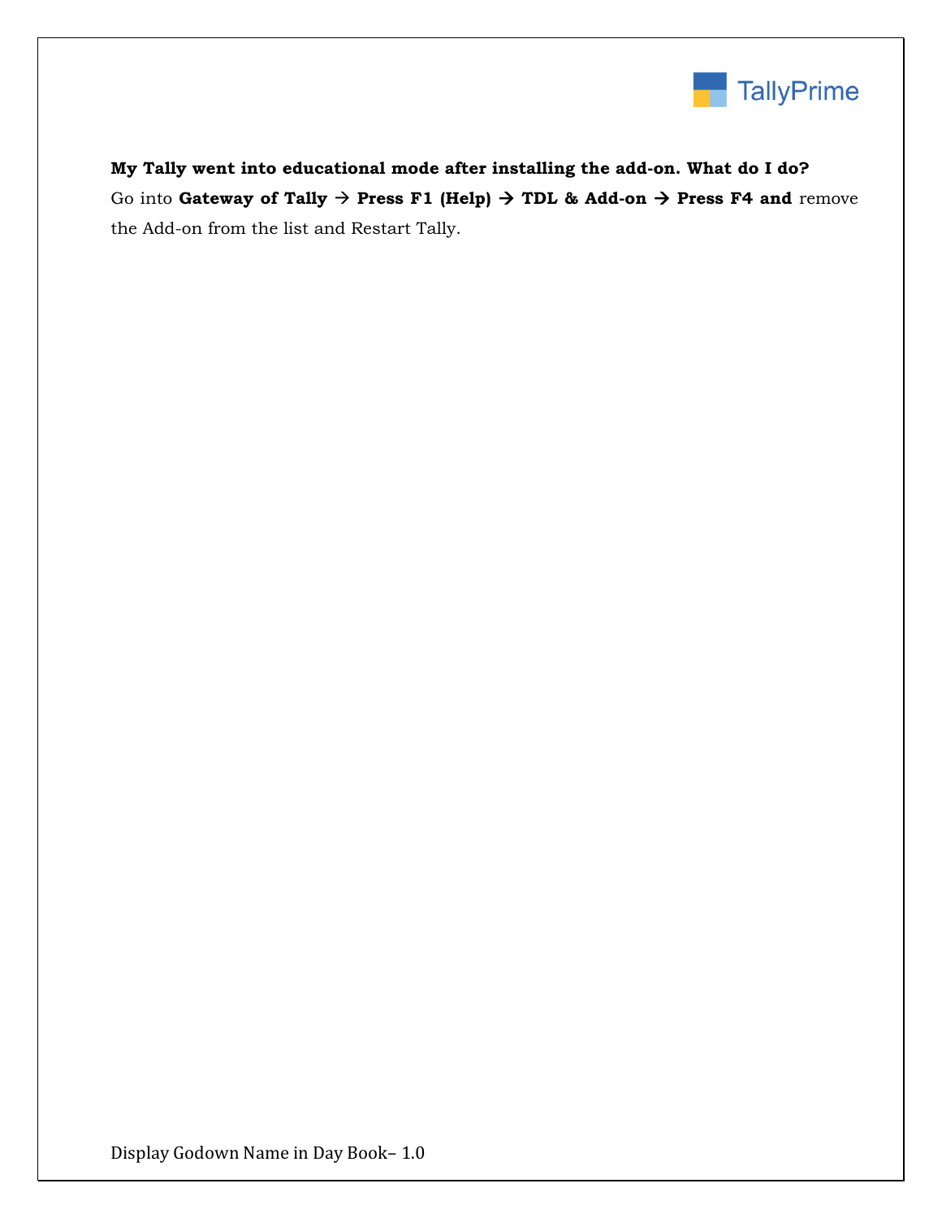**My Tally went into educational mode after installing the add-on. What do I do?**

Go into **Gateway of Tally → Press F1 (Help) → TDL & Add-on → Press F4 and** remove the Add-on from the list and Restart Tally.